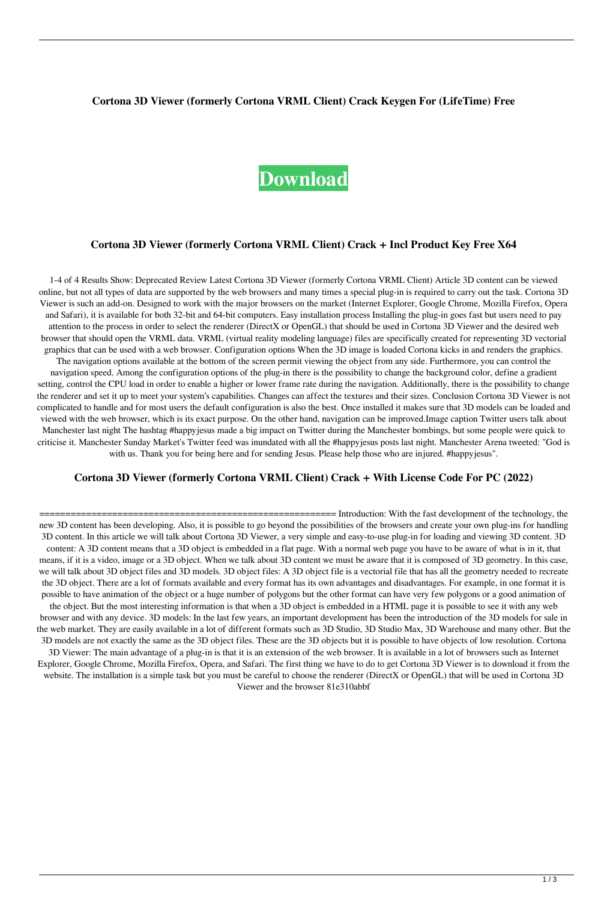**Cortona 3D Viewer (formerly Cortona VRML Client) Crack Keygen For (LifeTime) Free**

**Download**

## Cortona 3D Viewer (formerly Cortona VRML Client) Crack + Incl Product Key Free X64

1-4 of 4 Results Show: Deprecated Review Latest Cortona 3D Viewer (formerly Cortona VRML Client) Article 3D content can be viewed online, but not all types of data are supported by the web browsers and many times a special plug-in is required to carry out the task. Cortona 3D Viewer is such an add-on. Designed to work with the major browsers on the market (Internet Explorer, Google Chrome, Mozilla Firefox, Opera and Safari), it is available for both 32-bit and 64-bit computers. Easy installation process Installing the plug-in goes fast but users need to pay attention to the process in order to select the renderer (DirectX or OpenGL) that should be used in Cortona 3D Viewer and the desired web browser that should open the VRML data. VRML (virtual reality modeling language) files are specifically created for representing 3D vectorial graphics that can be used with a web browser. Configuration options When the 3D image is loaded Cortona kicks in and renders the graphics. The navigation options available at the bottom of the screen permit viewing the object from any side. Furthermore, you can control the navigation speed. Among the configuration options of the plug-in there is the possibility to change the background color, define a gradient setting, control the CPU load in order to enable a higher or lower frame rate during the navigation. Additionally, there is the possibility to change the renderer and set it up to meet your system's capabilities. Changes can affect the textures and their sizes. Conclusion Cortona 3D Viewer is not complicated to handle and for most users the default configuration is also the best. Once installed it makes sure that 3D models can be loaded and viewed with the web browser, which is its exact purpose. On the other hand, navigation can be improved.Image caption Twitter users talk about Manchester last night The hashtag #happyjesus made a big impact on Twitter during the Manchester bombings, but some people were quick to criticise it. Manchester Sunday Market's Twitter feed was inundated with all the #happyjesus posts last night. Manchester Arena tweeted: "God is with us. Thank you for being here and for sending Jesus. Please help those who are injured. #happyjesus".

## Cortona 3D Viewer (formerly Cortona VRML Client) Crack + With License Code For PC (2022)

========================================================= Introduction: With the fast development of the technology, the new 3D content has been developing. Also, it is possible to go beyond the possibilities of the browsers and create your own plug-ins for handling 3D content. In this article we will talk about Cortona 3D Viewer, a very simple and easy-to-use plug-in for loading and viewing 3D content. 3D content: A 3D content means that a 3D object is embedded in a flat page. With a normal web page you have to be aware of what is in it, that means, if it is a video, image or a 3D object. When we talk about 3D content we must be aware that it is composed of 3D geometry. In this case, we will talk about 3D object files and 3D models. 3D object files: A 3D object file is a vectorial file that has all the geometry needed to recreate the 3D object. There are a lot of formats available and every format has its own advantages and disadvantages. For example, in one format it is possible to have animation of the object or a huge number of polygons but the other format can have very few polygons or a good animation of the object. But the most interesting information is that when a 3D object is embedded in a HTML page it is possible to see it with any web browser and with any device. 3D models: In the last few years, an important development has been the introduction of the 3D models for sale in the web market. They are easily available in a lot of different formats such as 3D Studio, 3D Studio Max, 3D Warehouse and many other. But the 3D models are not exactly the same as the 3D object files. These are the 3D objects but it is possible to have objects of low resolution. Cortona 3D Viewer: The main advantage of a plug-in is that it is an extension of the web browser. It is available in a lot of browsers such as Internet Explorer, Google Chrome, Mozilla Firefox, Opera, and Safari. The first thing we have to do to get Cortona 3D Viewer is to download it from the website. The installation is a simple task but you must be careful to choose the renderer (DirectX or OpenGL) that will be used in Cortona 3D Viewer and the browser 81e310abbf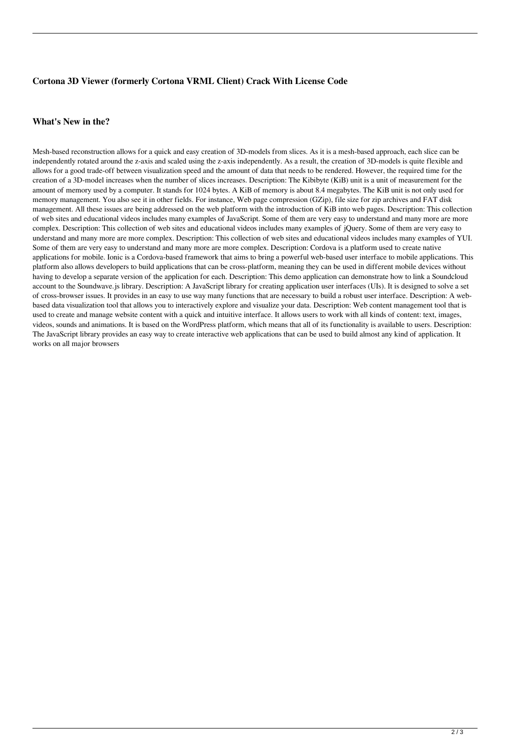### Cortona 3D Viewer (formerly Cortona VRML Client) Crack With License Code

### What's New in the?

Mesh-based reconstruction allows for a quick and easy creation of 3D-models from slices. As it is a mesh-based approach, each slice can be independently rotated around the z-axis and scaled using the z-axis independently. As a result, the creation of 3D-models is quite flexible and allows for a good trade-off between visualization speed and the amount of data that needs to be rendered. However, the required time for the creation of a 3D-model increases when the number of slices increases. Description: The Kibibyte (KiB) unit is a unit of measurement for the amount of memory used by a computer. It stands for 1024 bytes. A KiB of memory is about 8.4 megabytes. The KiB unit is not only used for memory management. You also see it in other fields. For instance, Web page compression (GZip), file size for zip archives and FAT disk management. All these issues are being addressed on the web platform with the introduction of KiB into web pages. Description: This collection of web sites and educational videos includes many examples of JavaScript. Some of them are very easy to understand and many more are more complex. Description: This collection of web sites and educational videos includes many examples of jQuery. Some of them are very easy to understand and many more are more complex. Description: This collection of web sites and educational videos includes many examples of YUI. Some of them are very easy to understand and many more are more complex. Description: Cordova is a platform used to create native applications for mobile. Ionic is a Cordova-based framework that aims to bring a powerful web-based user interface to mobile applications. This platform also allows developers to build applications that can be cross-platform, meaning they can be used in different mobile devices without having to develop a separate version of the application for each. Description: This demo application can demonstrate how to link a Soundcloud account to the Soundwave.js library. Description: A JavaScript library for creating application user interfaces (UIs). It is designed to solve a set of cross-browser issues. It provides in an easy to use way many functions that are necessary to build a robust user interface. Description: A web-based data visualization tool that allows you to interactively explore and visualize your data. Description: Web content management tool that is used to create and manage website content with a quick and intuitive interface. It allows users to work with all kinds of content: text, images, videos, sounds and animations. It is based on the WordPress platform, which means that all of its functionality is available to users. Description: The JavaScript library provides an easy way to create interactive web applications that can be used to build almost any kind of application. It works on all major browsers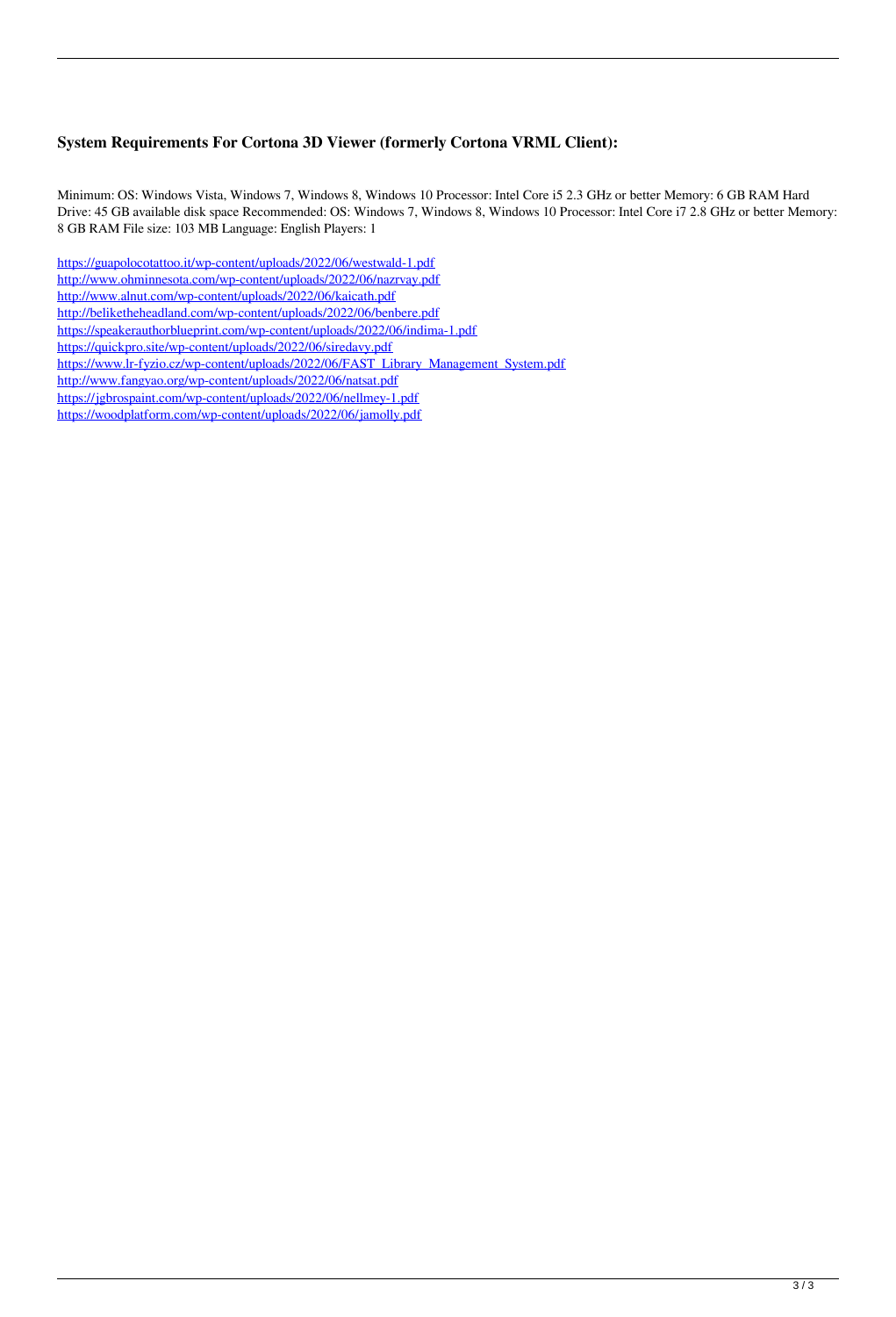### System Requirements For Cortona 3D Viewer (formerly Cortona VRML Client):

Minimum: OS: Windows Vista, Windows 7, Windows 8, Windows 10 Processor: Intel Core i5 2.3 GHz or better Memory: 6 GB RAM Hard Drive: 45 GB available disk space Recommended: OS: Windows 7, Windows 8, Windows 10 Processor: Intel Core i7 2.8 GHz or better Memory: 8 GB RAM File size: 103 MB Language: English Players: 1

https://guapolocotattoo.it/wp-content/uploads/2022/06/westwald-1.pdf
http://www.ohminnesota.com/wp-content/uploads/2022/06/nazrvay.pdf
http://www.alnut.com/wp-content/uploads/2022/06/kaicath.pdf
http://beliketheheadland.com/wp-content/uploads/2022/06/benbere.pdf
https://speakerauthorblueprint.com/wp-content/uploads/2022/06/indima-1.pdf
https://quickpro.site/wp-content/uploads/2022/06/siredavy.pdf
https://www.lr-fyzio.cz/wp-content/uploads/2022/06/FAST_Library_Management_System.pdf
http://www.fangyao.org/wp-content/uploads/2022/06/natsat.pdf
https://jgbrospaint.com/wp-content/uploads/2022/06/nellmey-1.pdf
https://woodplatform.com/wp-content/uploads/2022/06/jamolly.pdf